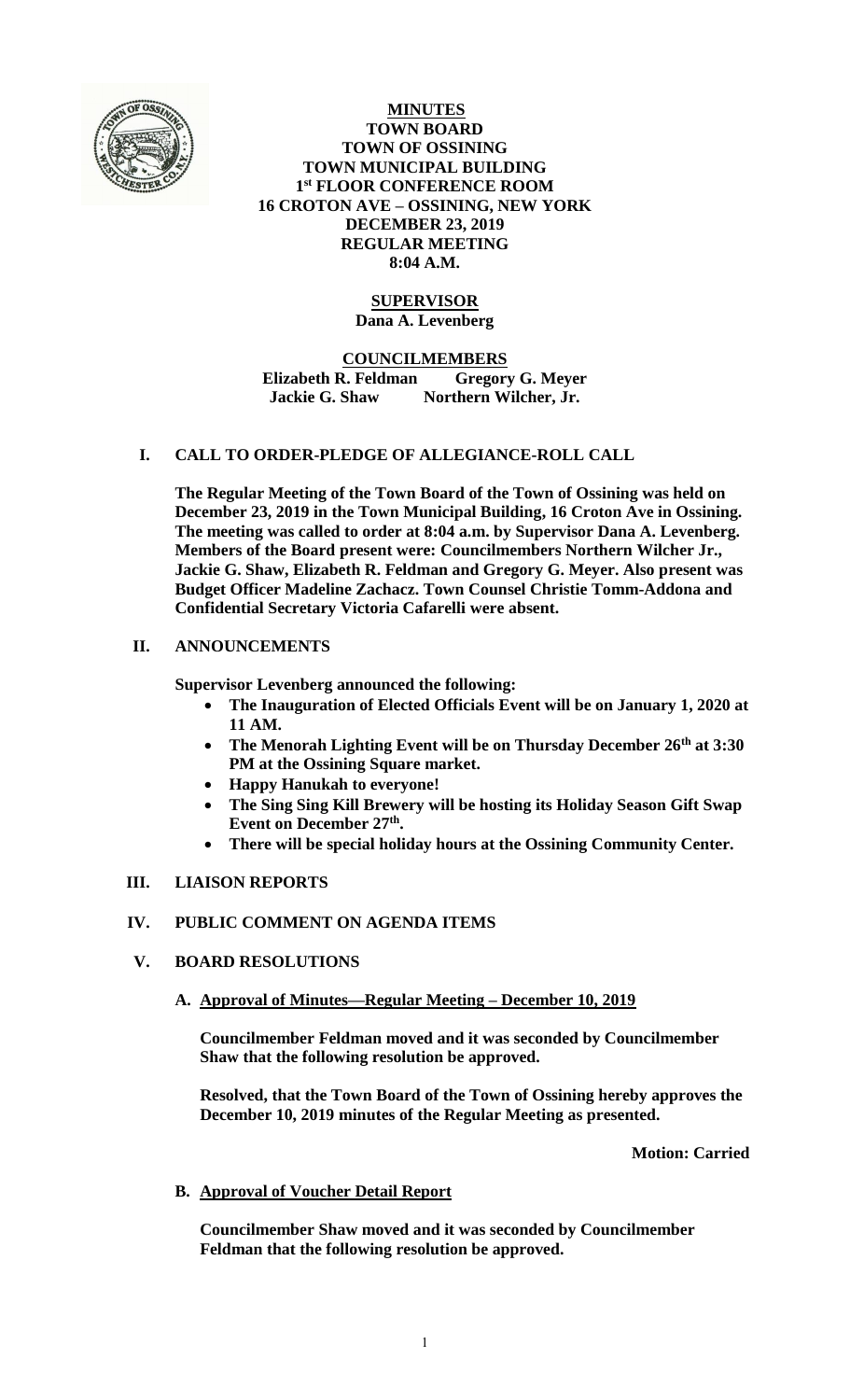**MINUTES**
**TOWN BOARD**
**TOWN OF OSSINING**
**TOWN MUNICIPAL BUILDING**
**1st FLOOR CONFERENCE ROOM**
**16 CROTON AVE – OSSINING, NEW YORK**
**DECEMBER 23, 2019**
**REGULAR MEETING**
**8:04 A.M.**

**SUPERVISOR**
**Dana A. Levenberg**

**COUNCILMEMBERS**
**Elizabeth R. Feldman　　Gregory G. Meyer**
**Jackie G. Shaw　　Northern Wilcher, Jr.**

## I. CALL TO ORDER-PLEDGE OF ALLEGIANCE-ROLL CALL

**The Regular Meeting of the Town Board of the Town of Ossining was held on December 23, 2019 in the Town Municipal Building, 16 Croton Ave in Ossining. The meeting was called to order at 8:04 a.m. by Supervisor Dana A. Levenberg. Members of the Board present were: Councilmembers Northern Wilcher Jr., Jackie G. Shaw, Elizabeth R. Feldman and Gregory G. Meyer. Also present was Budget Officer Madeline Zachacz. Town Counsel Christie Tomm-Addona and Confidential Secretary Victoria Cafarelli were absent.**

## II. ANNOUNCEMENTS

**Supervisor Levenberg announced the following:**

- **The Inauguration of Elected Officials Event will be on January 1, 2020 at 11 AM.**
- **The Menorah Lighting Event will be on Thursday December 26th at 3:30 PM at the Ossining Square market.**
- **Happy Hanukah to everyone!**
- **The Sing Sing Kill Brewery will be hosting its Holiday Season Gift Swap Event on December 27th.**
- **There will be special holiday hours at the Ossining Community Center.**

## III. LIAISON REPORTS

## IV. PUBLIC COMMENT ON AGENDA ITEMS

## V. BOARD RESOLUTIONS

### A. Approval of Minutes—Regular Meeting – December 10, 2019

**Councilmember Feldman moved and it was seconded by Councilmember Shaw that the following resolution be approved.**

**Resolved, that the Town Board of the Town of Ossining hereby approves the December 10, 2019 minutes of the Regular Meeting as presented.**

**Motion: Carried**

### B. Approval of Voucher Detail Report

**Councilmember Shaw moved and it was seconded by Councilmember Feldman that the following resolution be approved.**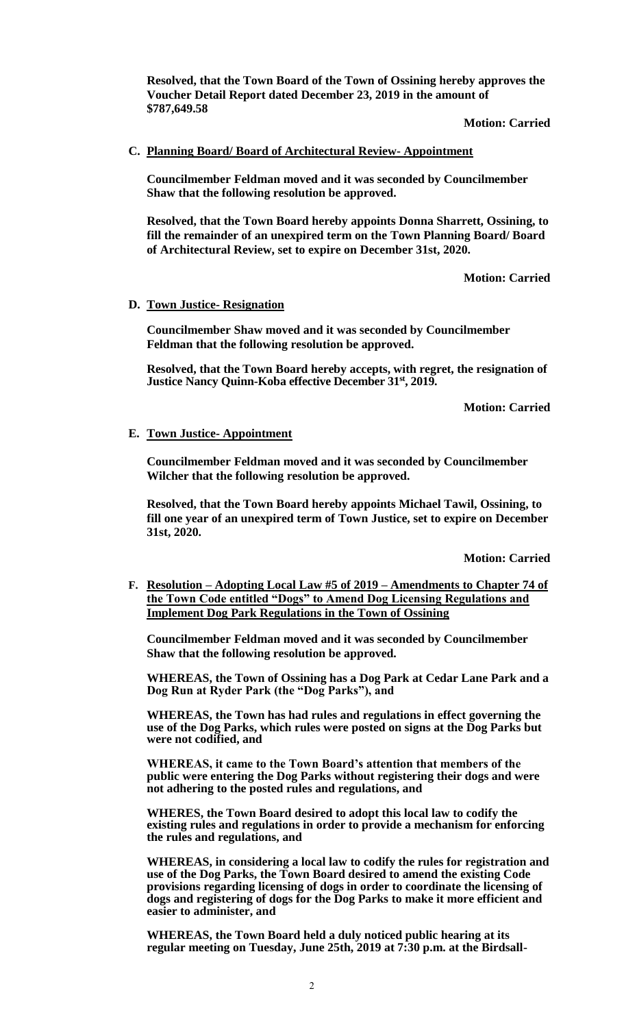**Resolved, that the Town Board of the Town of Ossining hereby approves the Voucher Detail Report dated December 23, 2019 in the amount of $787,649.58**

**Motion: Carried**

**C. Planning Board/ Board of Architectural Review- Appointment**

**Councilmember Feldman moved and it was seconded by Councilmember Shaw that the following resolution be approved.**

**Resolved, that the Town Board hereby appoints Donna Sharrett, Ossining, to fill the remainder of an unexpired term on the Town Planning Board/ Board of Architectural Review, set to expire on December 31st, 2020.**

**Motion: Carried**

**D. Town Justice- Resignation**

**Councilmember Shaw moved and it was seconded by Councilmember Feldman that the following resolution be approved.**

**Resolved, that the Town Board hereby accepts, with regret, the resignation of Justice Nancy Quinn-Koba effective December 31st, 2019.**

**Motion: Carried**

**E. Town Justice- Appointment**

**Councilmember Feldman moved and it was seconded by Councilmember Wilcher that the following resolution be approved.**

**Resolved, that the Town Board hereby appoints Michael Tawil, Ossining, to fill one year of an unexpired term of Town Justice, set to expire on December 31st, 2020.**

**Motion: Carried**

**F. Resolution – Adopting Local Law #5 of 2019 – Amendments to Chapter 74 of the Town Code entitled "Dogs" to Amend Dog Licensing Regulations and Implement Dog Park Regulations in the Town of Ossining**

**Councilmember Feldman moved and it was seconded by Councilmember Shaw that the following resolution be approved.**

**WHEREAS, the Town of Ossining has a Dog Park at Cedar Lane Park and a Dog Run at Ryder Park (the "Dog Parks"), and**

**WHEREAS, the Town has had rules and regulations in effect governing the use of the Dog Parks, which rules were posted on signs at the Dog Parks but were not codified, and**

**WHEREAS, it came to the Town Board's attention that members of the public were entering the Dog Parks without registering their dogs and were not adhering to the posted rules and regulations, and**

**WHERES, the Town Board desired to adopt this local law to codify the existing rules and regulations in order to provide a mechanism for enforcing the rules and regulations, and**

**WHEREAS, in considering a local law to codify the rules for registration and use of the Dog Parks, the Town Board desired to amend the existing Code provisions regarding licensing of dogs in order to coordinate the licensing of dogs and registering of dogs for the Dog Parks to make it more efficient and easier to administer, and**

**WHEREAS, the Town Board held a duly noticed public hearing at its regular meeting on Tuesday, June 25th, 2019 at 7:30 p.m. at the Birdsall-**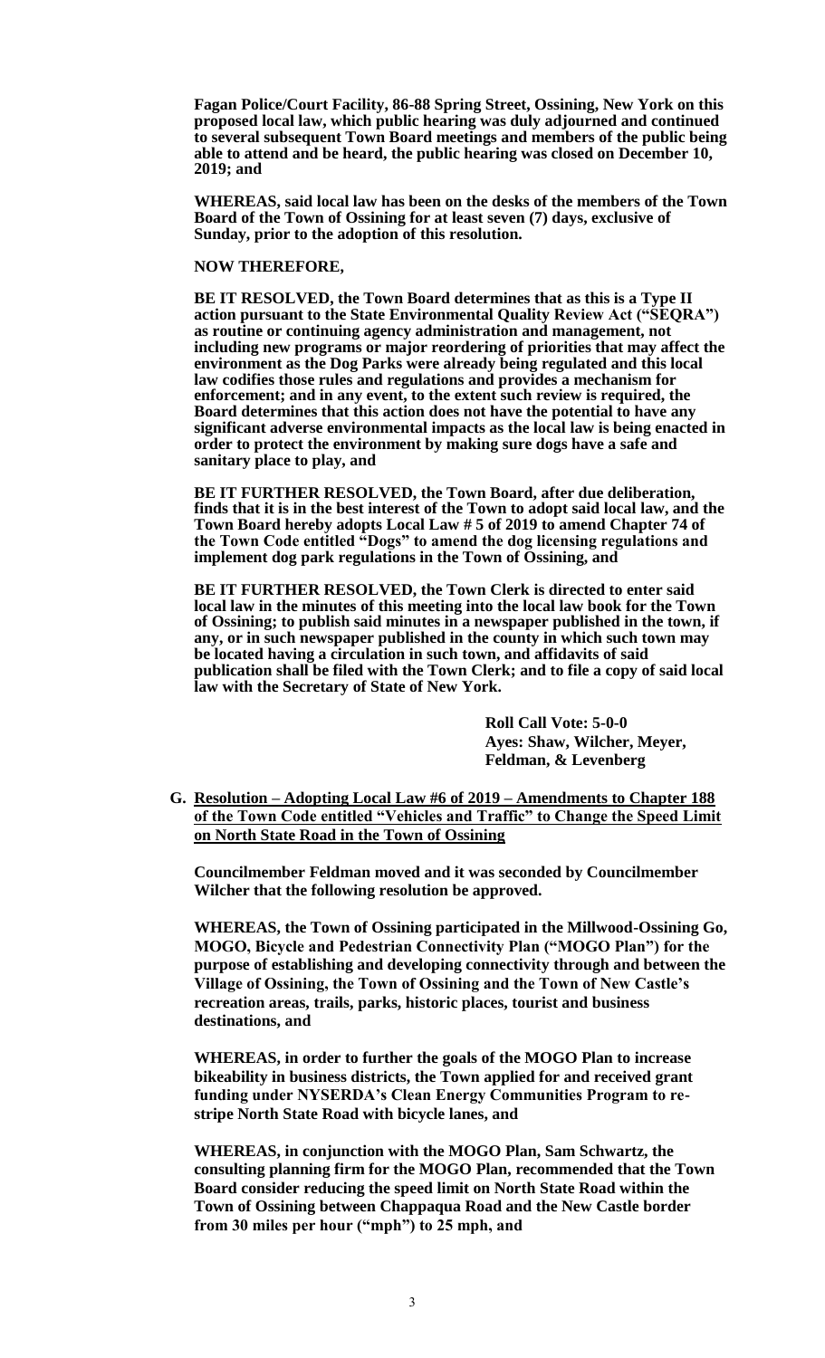**Fagan Police/Court Facility, 86-88 Spring Street, Ossining, New York on this proposed local law, which public hearing was duly adjourned and continued to several subsequent Town Board meetings and members of the public being able to attend and be heard, the public hearing was closed on December 10, 2019; and**

**WHEREAS, said local law has been on the desks of the members of the Town Board of the Town of Ossining for at least seven (7) days, exclusive of Sunday, prior to the adoption of this resolution.**

**NOW THEREFORE,**

**BE IT RESOLVED, the Town Board determines that as this is a Type II action pursuant to the State Environmental Quality Review Act ("SEQRA") as routine or continuing agency administration and management, not including new programs or major reordering of priorities that may affect the environment as the Dog Parks were already being regulated and this local law codifies those rules and regulations and provides a mechanism for enforcement; and in any event, to the extent such review is required, the Board determines that this action does not have the potential to have any significant adverse environmental impacts as the local law is being enacted in order to protect the environment by making sure dogs have a safe and sanitary place to play, and**

**BE IT FURTHER RESOLVED, the Town Board, after due deliberation, finds that it is in the best interest of the Town to adopt said local law, and the Town Board hereby adopts Local Law # 5 of 2019 to amend Chapter 74 of the Town Code entitled "Dogs" to amend the dog licensing regulations and implement dog park regulations in the Town of Ossining, and**

**BE IT FURTHER RESOLVED, the Town Clerk is directed to enter said local law in the minutes of this meeting into the local law book for the Town of Ossining; to publish said minutes in a newspaper published in the town, if any, or in such newspaper published in the county in which such town may be located having a circulation in such town, and affidavits of said publication shall be filed with the Town Clerk; and to file a copy of said local law with the Secretary of State of New York.**

**Roll Call Vote: 5-0-0**
**Ayes: Shaw, Wilcher, Meyer, Feldman, & Levenberg**

**G. Resolution – Adopting Local Law #6 of 2019 – Amendments to Chapter 188 of the Town Code entitled "Vehicles and Traffic" to Change the Speed Limit on North State Road in the Town of Ossining**

**Councilmember Feldman moved and it was seconded by Councilmember Wilcher that the following resolution be approved.**

**WHEREAS, the Town of Ossining participated in the Millwood-Ossining Go, MOGO, Bicycle and Pedestrian Connectivity Plan ("MOGO Plan") for the purpose of establishing and developing connectivity through and between the Village of Ossining, the Town of Ossining and the Town of New Castle's recreation areas, trails, parks, historic places, tourist and business destinations, and**

**WHEREAS, in order to further the goals of the MOGO Plan to increase bikeability in business districts, the Town applied for and received grant funding under NYSERDA's Clean Energy Communities Program to re-stripe North State Road with bicycle lanes, and**

**WHEREAS, in conjunction with the MOGO Plan, Sam Schwartz, the consulting planning firm for the MOGO Plan, recommended that the Town Board consider reducing the speed limit on North State Road within the Town of Ossining between Chappaqua Road and the New Castle border from 30 miles per hour ("mph") to 25 mph, and**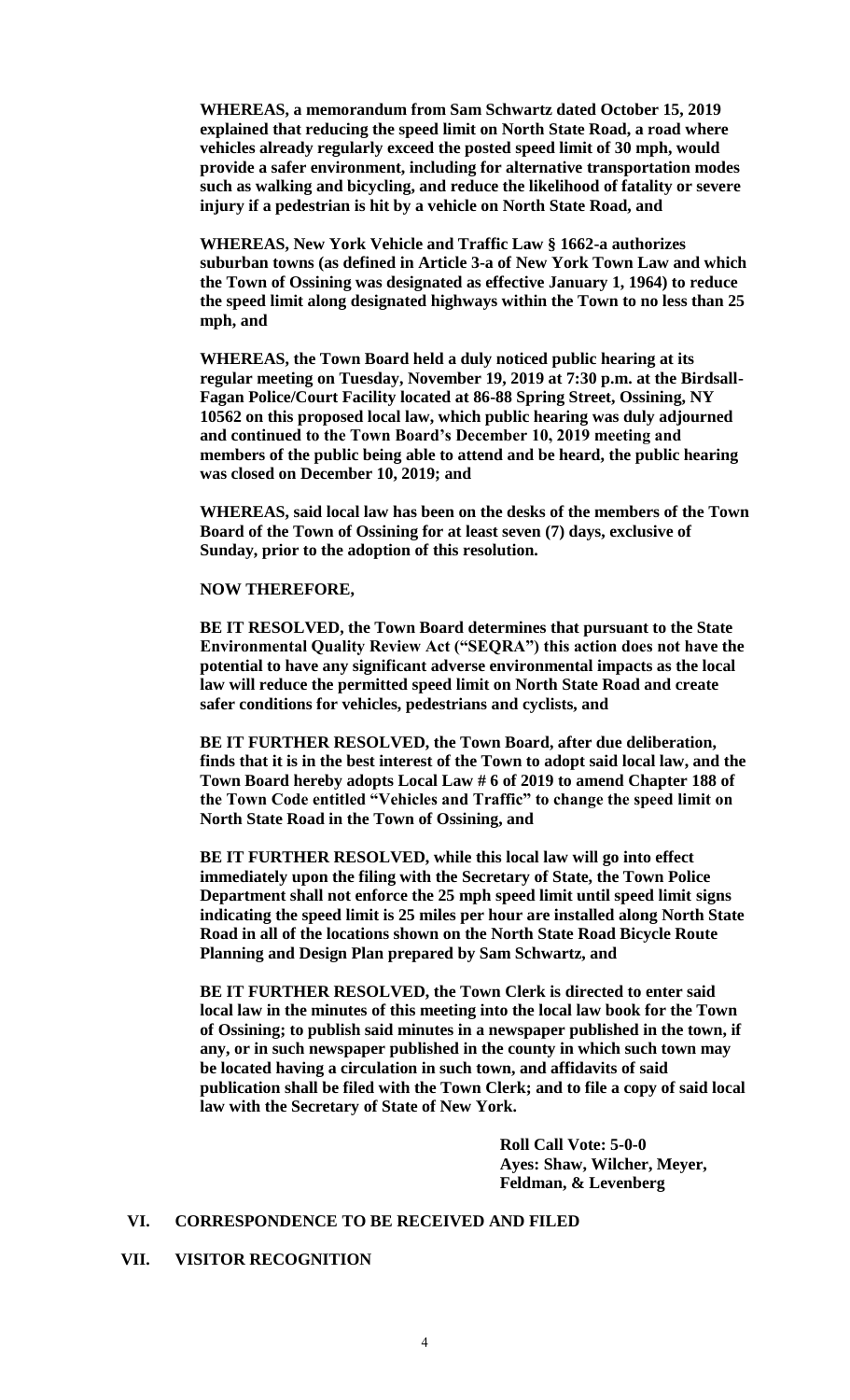**WHEREAS, a memorandum from Sam Schwartz dated October 15, 2019 explained that reducing the speed limit on North State Road, a road where vehicles already regularly exceed the posted speed limit of 30 mph, would provide a safer environment, including for alternative transportation modes such as walking and bicycling, and reduce the likelihood of fatality or severe injury if a pedestrian is hit by a vehicle on North State Road, and**

**WHEREAS, New York Vehicle and Traffic Law § 1662-a authorizes suburban towns (as defined in Article 3-a of New York Town Law and which the Town of Ossining was designated as effective January 1, 1964) to reduce the speed limit along designated highways within the Town to no less than 25 mph, and**

**WHEREAS, the Town Board held a duly noticed public hearing at its regular meeting on Tuesday, November 19, 2019 at 7:30 p.m. at the Birdsall-Fagan Police/Court Facility located at 86-88 Spring Street, Ossining, NY 10562 on this proposed local law, which public hearing was duly adjourned and continued to the Town Board's December 10, 2019 meeting and members of the public being able to attend and be heard, the public hearing was closed on December 10, 2019; and**

**WHEREAS, said local law has been on the desks of the members of the Town Board of the Town of Ossining for at least seven (7) days, exclusive of Sunday, prior to the adoption of this resolution.**

**NOW THEREFORE,**

**BE IT RESOLVED, the Town Board determines that pursuant to the State Environmental Quality Review Act ("SEQRA") this action does not have the potential to have any significant adverse environmental impacts as the local law will reduce the permitted speed limit on North State Road and create safer conditions for vehicles, pedestrians and cyclists, and**

**BE IT FURTHER RESOLVED, the Town Board, after due deliberation, finds that it is in the best interest of the Town to adopt said local law, and the Town Board hereby adopts Local Law # 6 of 2019 to amend Chapter 188 of the Town Code entitled "Vehicles and Traffic" to change the speed limit on North State Road in the Town of Ossining, and**

**BE IT FURTHER RESOLVED, while this local law will go into effect immediately upon the filing with the Secretary of State, the Town Police Department shall not enforce the 25 mph speed limit until speed limit signs indicating the speed limit is 25 miles per hour are installed along North State Road in all of the locations shown on the North State Road Bicycle Route Planning and Design Plan prepared by Sam Schwartz, and**

**BE IT FURTHER RESOLVED, the Town Clerk is directed to enter said local law in the minutes of this meeting into the local law book for the Town of Ossining; to publish said minutes in a newspaper published in the town, if any, or in such newspaper published in the county in which such town may be located having a circulation in such town, and affidavits of said publication shall be filed with the Town Clerk; and to file a copy of said local law with the Secretary of State of New York.**

**Roll Call Vote: 5-0-0**
**Ayes: Shaw, Wilcher, Meyer, Feldman, & Levenberg**

## VI. CORRESPONDENCE TO BE RECEIVED AND FILED

## VII. VISITOR RECOGNITION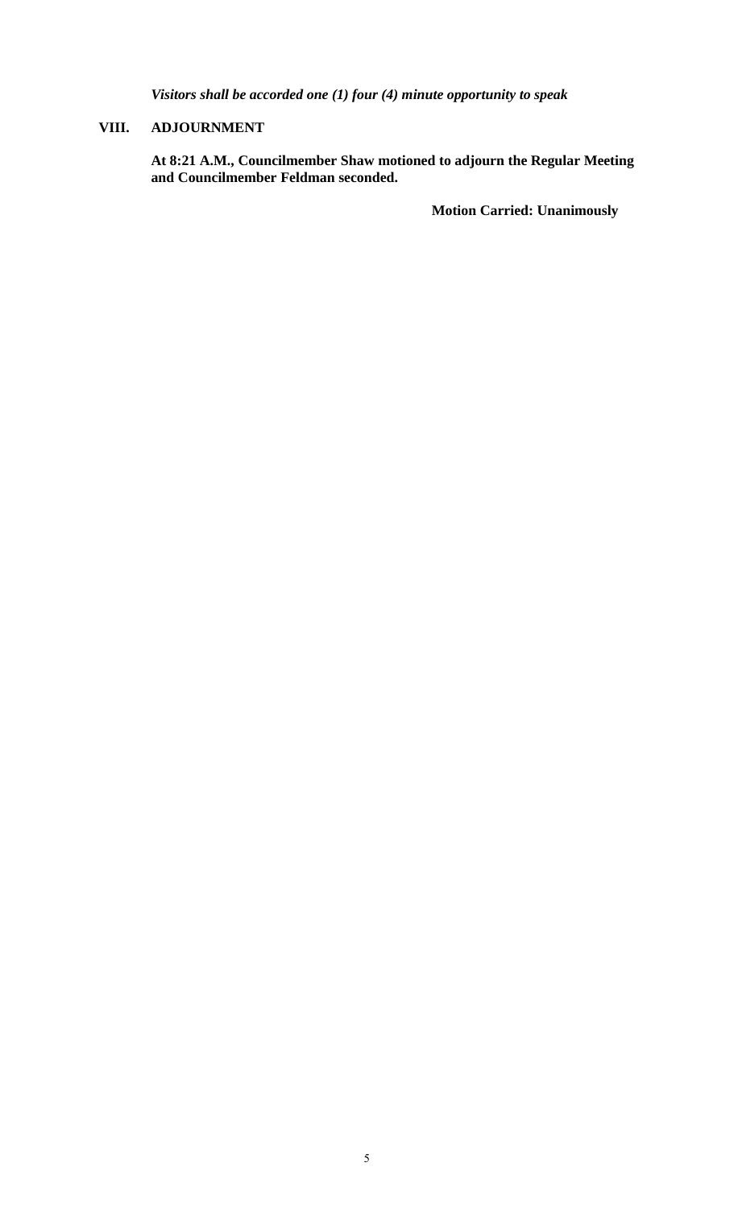***Visitors shall be accorded one (1) four (4) minute opportunity to speak***

## VIII. ADJOURNMENT

**At 8:21 A.M., Councilmember Shaw motioned to adjourn the Regular Meeting and Councilmember Feldman seconded.**

**Motion Carried: Unanimously**